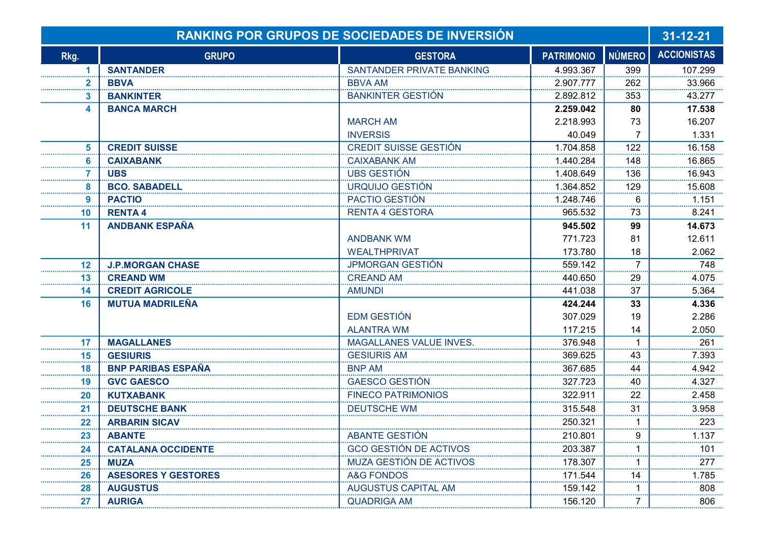| RANKING POR GRUPOS DE SOCIEDADES DE INVERSIÓN | | | | | 31-12-21 |
|---|---|---|---|---|---|
| **Rkg.** | **GRUPO** | **GESTORA** | **PATRIMONIO** | **NÚMERO** | **ACCIONISTAS** |
| 1 | **SANTANDER** | SANTANDER PRIVATE BANKING | 4.993.367 | 399 | 107.299 |
| 2 | **BBVA** | BBVA AM | 2.907.777 | 262 | 33.966 |
| 3 | **BANKINTER** | BANKINTER GESTIÓN | 2.892.812 | 353 | 43.277 |
| 4 | **BANCA MARCH** | | **2.259.042** | **80** | **17.538** |
| | | MARCH AM | 2.218.993 | 73 | 16.207 |
| | | INVERSIS | 40.049 | 7 | 1.331 |
| 5 | **CREDIT SUISSE** | CREDIT SUISSE GESTIÓN | 1.704.858 | 122 | 16.158 |
| 6 | **CAIXABANK** | CAIXABANK AM | 1.440.284 | 148 | 16.865 |
| 7 | **UBS** | UBS GESTIÓN | 1.408.649 | 136 | 16.943 |
| 8 | **BCO. SABADELL** | URQUIJO GESTIÓN | 1.364.852 | 129 | 15.608 |
| 9 | **PACTIO** | PACTIO GESTIÓN | 1.248.746 | 6 | 1.151 |
| 10 | **RENTA 4** | RENTA 4 GESTORA | 965.532 | 73 | 8.241 |
| 11 | **ANDBANK ESPAÑA** | | **945.502** | **99** | **14.673** |
| | | ANDBANK WM | 771.723 | 81 | 12.611 |
| | | WEALTHPRIVAT | 173.780 | 18 | 2.062 |
| 12 | **J.P.MORGAN CHASE** | JPMORGAN GESTIÓN | 559.142 | 7 | 748 |
| 13 | **CREAND WM** | CREAND AM | 440.650 | 29 | 4.075 |
| 14 | **CREDIT AGRICOLE** | AMUNDI | 441.038 | 37 | 5.364 |
| 16 | **MUTUA MADRILEÑA** | | **424.244** | **33** | **4.336** |
| | | EDM GESTIÓN | 307.029 | 19 | 2.286 |
| | | ALANTRA WM | 117.215 | 14 | 2.050 |
| 17 | **MAGALLANES** | MAGALLANES VALUE INVES. | 376.948 | 1 | 261 |
| 15 | **GESIURIS** | GESIURIS AM | 369.625 | 43 | 7.393 |
| 18 | **BNP PARIBAS ESPAÑA** | BNP AM | 367.685 | 44 | 4.942 |
| 19 | **GVC GAESCO** | GAESCO GESTIÓN | 327.723 | 40 | 4.327 |
| 20 | **KUTXABANK** | FINECO PATRIMONIOS | 322.911 | 22 | 2.458 |
| 21 | **DEUTSCHE BANK** | DEUTSCHE WM | 315.548 | 31 | 3.958 |
| 22 | **ARBARIN SICAV** | | 250.321 | 1 | 223 |
| 23 | **ABANTE** | ABANTE GESTIÓN | 210.801 | 9 | 1.137 |
| 24 | **CATALANA OCCIDENTE** | GCO GESTIÓN DE ACTIVOS | 203.387 | 1 | 101 |
| 25 | **MUZA** | MUZA GESTIÓN DE ACTIVOS | 178.307 | 1 | 277 |
| 26 | **ASESORES Y GESTORES** | A&G FONDOS | 171.544 | 14 | 1.785 |
| 28 | **AUGUSTUS** | AUGUSTUS CAPITAL AM | 159.142 | 1 | 808 |
| 27 | **AURIGA** | QUADRIGA AM | 156.120 | 7 | 806 |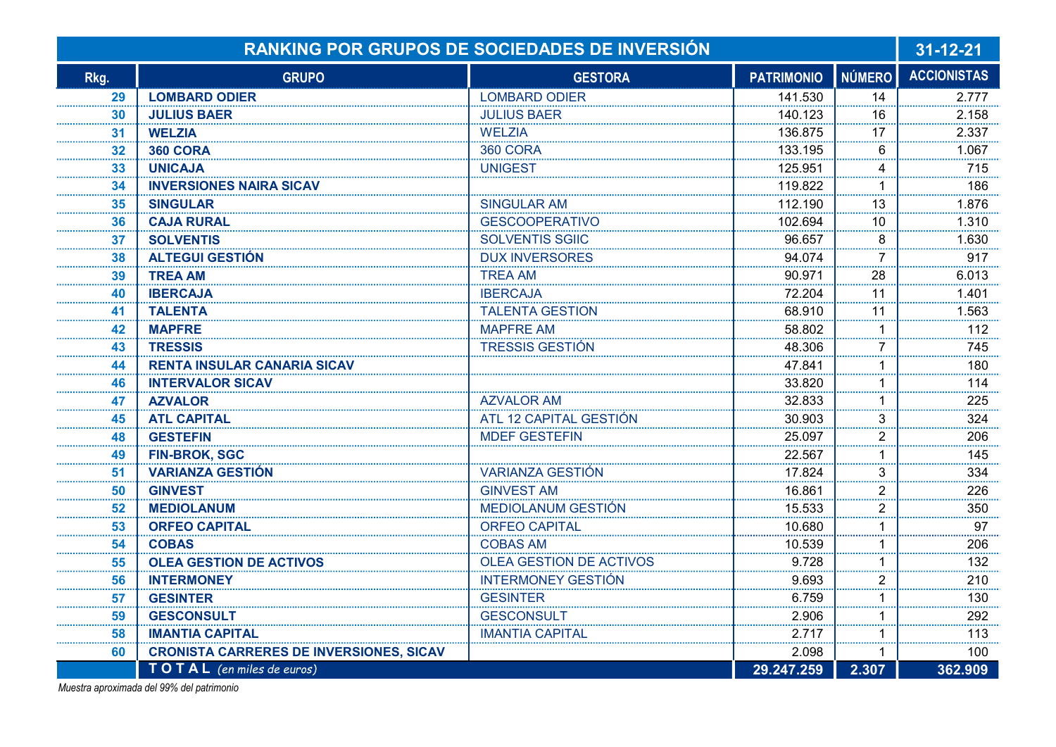| RANKING POR GRUPOS DE SOCIEDADES DE INVERSIÓN | | | | | 31-12-21 |
|---|---|---|---|---|---|
| **Rkg.** | **GRUPO** | **GESTORA** | **PATRIMONIO** | **NÚMERO** | **ACCIONISTAS** |
| 29 | LOMBARD ODIER | LOMBARD ODIER | 141.530 | 14 | 2.777 |
| 30 | JULIUS BAER | JULIUS BAER | 140.123 | 16 | 2.158 |
| 31 | WELZIA | WELZIA | 136.875 | 17 | 2.337 |
| 32 | 360 CORA | 360 CORA | 133.195 | 6 | 1.067 |
| 33 | UNICAJA | UNIGEST | 125.951 | 4 | 715 |
| 34 | INVERSIONES NAIRA SICAV | | 119.822 | 1 | 186 |
| 35 | SINGULAR | SINGULAR AM | 112.190 | 13 | 1.876 |
| 36 | CAJA RURAL | GESCOOPERATIVO | 102.694 | 10 | 1.310 |
| 37 | SOLVENTIS | SOLVENTIS SGIIC | 96.657 | 8 | 1.630 |
| 38 | ALTEGUI GESTIÓN | DUX INVERSORES | 94.074 | 7 | 917 |
| 39 | TREA AM | TREA AM | 90.971 | 28 | 6.013 |
| 40 | IBERCAJA | IBERCAJA | 72.204 | 11 | 1.401 |
| 41 | TALENTA | TALENTA GESTION | 68.910 | 11 | 1.563 |
| 42 | MAPFRE | MAPFRE AM | 58.802 | 1 | 112 |
| 43 | TRESSIS | TRESSIS GESTIÓN | 48.306 | 7 | 745 |
| 44 | RENTA INSULAR CANARIA SICAV | | 47.841 | 1 | 180 |
| 46 | INTERVALOR SICAV | | 33.820 | 1 | 114 |
| 47 | AZVALOR | AZVALOR AM | 32.833 | 1 | 225 |
| 45 | ATL CAPITAL | ATL 12 CAPITAL GESTIÓN | 30.903 | 3 | 324 |
| 48 | GESTEFIN | MDEF GESTEFIN | 25.097 | 2 | 206 |
| 49 | FIN-BROK, SGC | | 22.567 | 1 | 145 |
| 51 | VARIANZA GESTIÓN | VARIANZA GESTIÓN | 17.824 | 3 | 334 |
| 50 | GINVEST | GINVEST AM | 16.861 | 2 | 226 |
| 52 | MEDIOLANUM | MEDIOLANUM GESTIÓN | 15.533 | 2 | 350 |
| 53 | ORFEO CAPITAL | ORFEO CAPITAL | 10.680 | 1 | 97 |
| 54 | COBAS | COBAS AM | 10.539 | 1 | 206 |
| 55 | OLEA GESTION DE ACTIVOS | OLEA GESTION DE ACTIVOS | 9.728 | 1 | 132 |
| 56 | INTERMONEY | INTERMONEY GESTIÓN | 9.693 | 2 | 210 |
| 57 | GESINTER | GESINTER | 6.759 | 1 | 130 |
| 59 | GESCONSULT | GESCONSULT | 2.906 | 1 | 292 |
| 58 | IMANTIA CAPITAL | IMANTIA CAPITAL | 2.717 | 1 | 113 |
| 60 | CRONISTA CARRERES DE INVERSIONES, SICAV | | 2.098 | 1 | 100 |
| | **T O T A L** *(en miles de euros)* | | **29.247.259** | **2.307** | **362.909** |

*Muestra aproximada del 99% del patrimonio*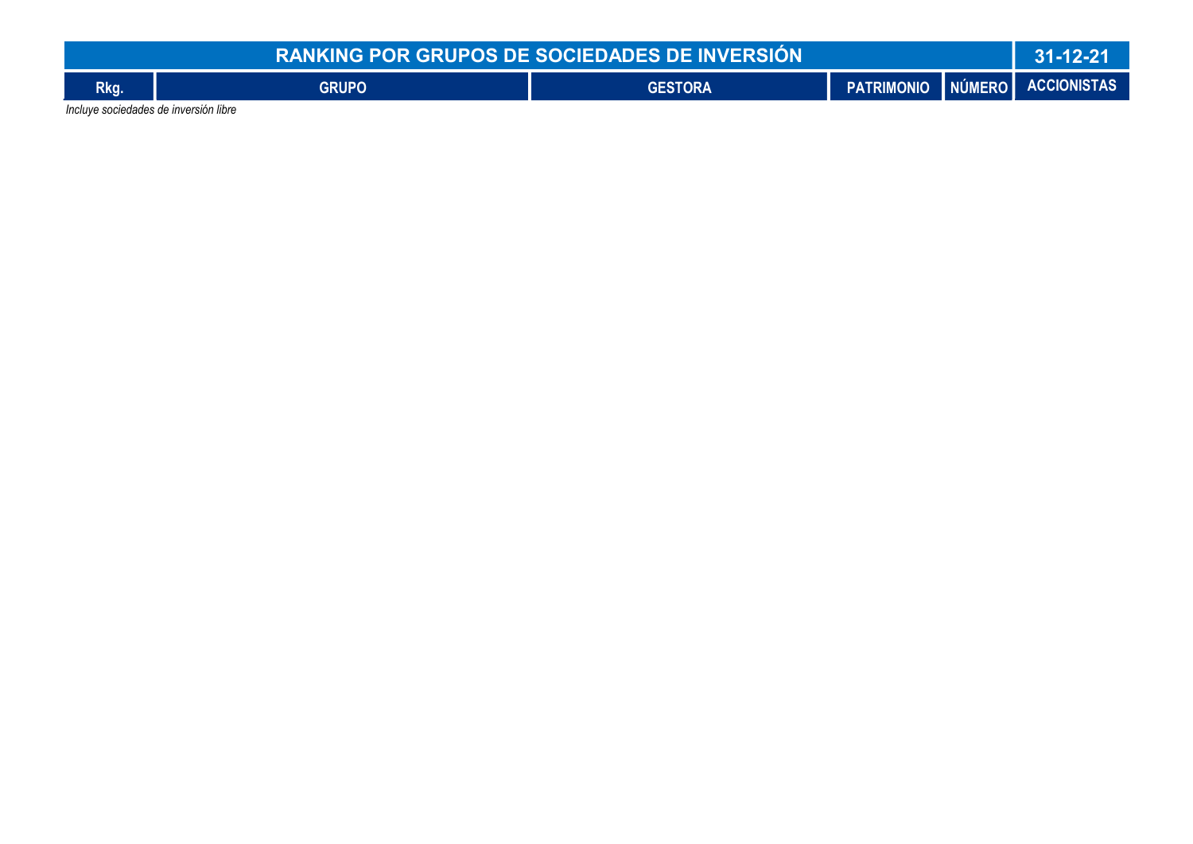| RANKING POR GRUPOS DE SOCIEDADES DE INVERSIÓN | | | | | 31-12-21 |
|---|---|---|---|---|---|
| Rkg. | GRUPO | GESTORA | PATRIMONIO | NÚMERO | ACCIONISTAS |

*Incluye sociedades de inversión libre*